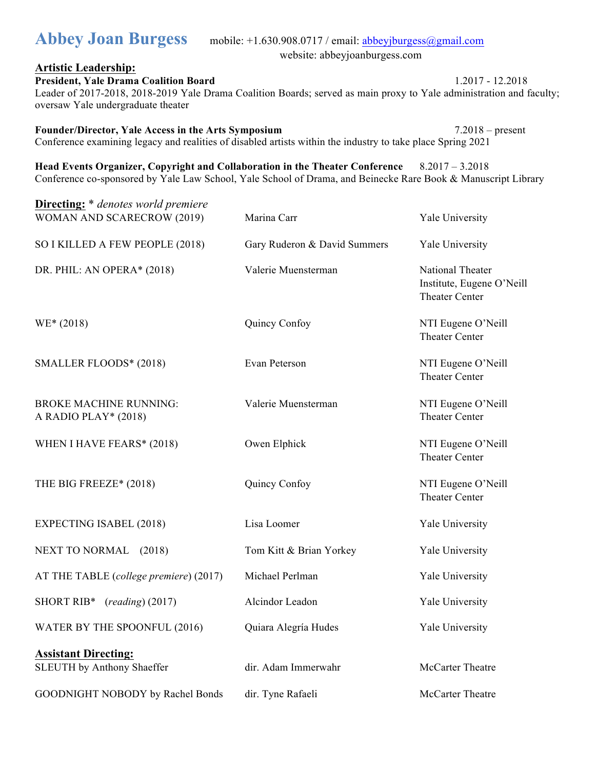# Abbey Joan Burgess

mobile: +1.630.908.0717 / email: abbeyjburgess@gmail.com
website: abbeyjoanburgess.com

## Artistic Leadership:

**President, Yale Drama Coalition Board** 1.2017 - 12.2018
Leader of 2017-2018, 2018-2019 Yale Drama Coalition Boards; served as main proxy to Yale administration and faculty; oversaw Yale undergraduate theater

**Founder/Director, Yale Access in the Arts Symposium** 7.2018 – present
Conference examining legacy and realities of disabled artists within the industry to take place Spring 2021

**Head Events Organizer, Copyright and Collaboration in the Theater Conference** 8.2017 – 3.2018
Conference co-sponsored by Yale Law School, Yale School of Drama, and Beinecke Rare Book & Manuscript Library

## Directing: * *denotes world premiere*

| | | |
|---|---|---|
| WOMAN AND SCARECROW (2019) | Marina Carr | Yale University |
| SO I KILLED A FEW PEOPLE (2018) | Gary Ruderon & David Summers | Yale University |
| DR. PHIL: AN OPERA* (2018) | Valerie Muensterman | National Theater Institute, Eugene O'Neill Theater Center |
| WE* (2018) | Quincy Confoy | NTI Eugene O'Neill Theater Center |
| SMALLER FLOODS* (2018) | Evan Peterson | NTI Eugene O'Neill Theater Center |
| BROKE MACHINE RUNNING: A RADIO PLAY* (2018) | Valerie Muensterman | NTI Eugene O'Neill Theater Center |
| WHEN I HAVE FEARS* (2018) | Owen Elphick | NTI Eugene O'Neill Theater Center |
| THE BIG FREEZE* (2018) | Quincy Confoy | NTI Eugene O'Neill Theater Center |
| EXPECTING ISABEL (2018) | Lisa Loomer | Yale University |
| NEXT TO NORMAL (2018) | Tom Kitt & Brian Yorkey | Yale University |
| AT THE TABLE (*college premiere*) (2017) | Michael Perlman | Yale University |
| SHORT RIB* (*reading*) (2017) | Alcindor Leadon | Yale University |
| WATER BY THE SPOONFUL (2016) | Quiara Alegría Hudes | Yale University |

## Assistant Directing:

| | | |
|---|---|---|
| SLEUTH by Anthony Shaeffer | dir. Adam Immerwahr | McCarter Theatre |
| GOODNIGHT NOBODY by Rachel Bonds | dir. Tyne Rafaeli | McCarter Theatre |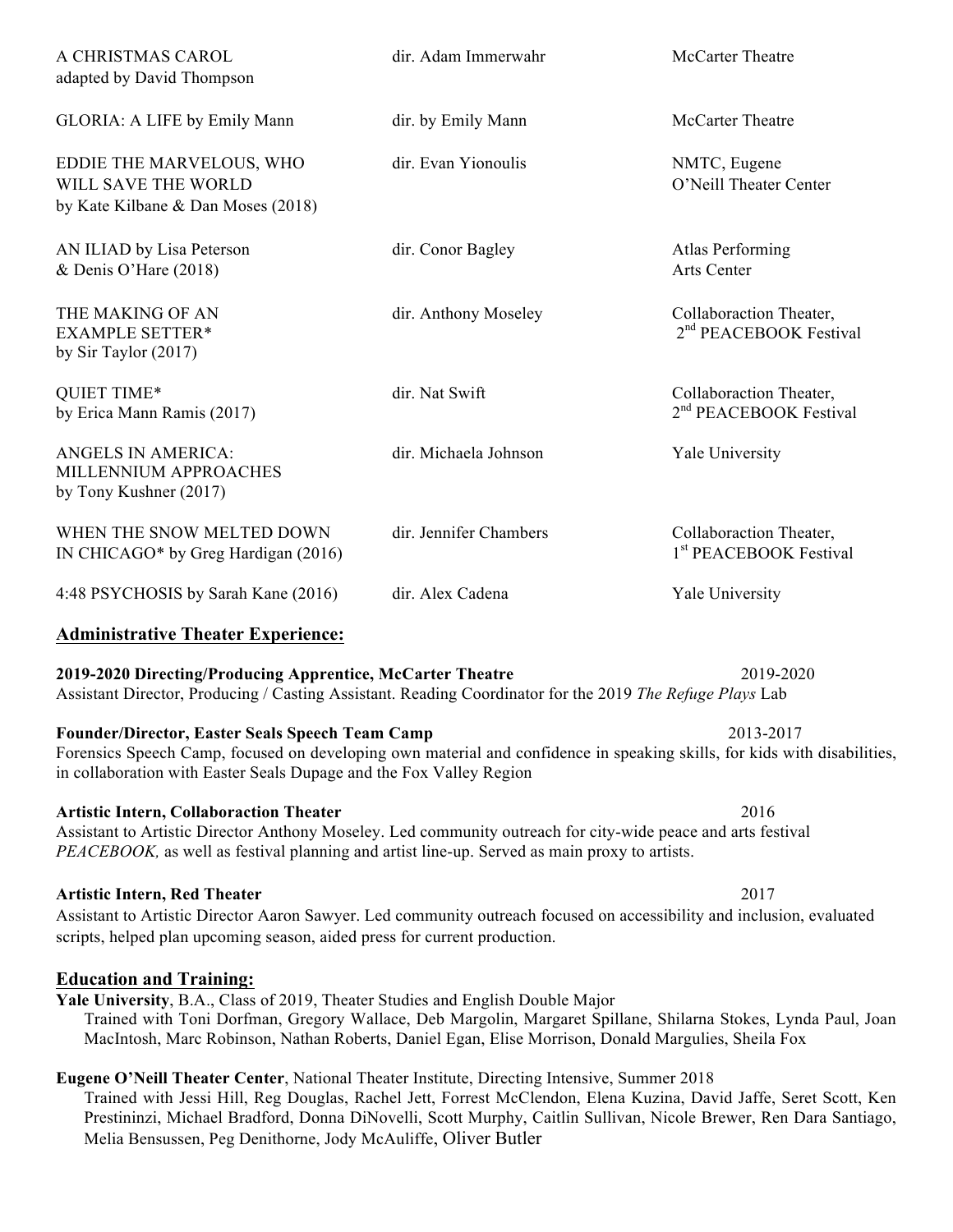| | | |
|---|---|---|
| A CHRISTMAS CAROL adapted by David Thompson | dir. Adam Immerwahr | McCarter Theatre |
| GLORIA: A LIFE by Emily Mann | dir. by Emily Mann | McCarter Theatre |
| EDDIE THE MARVELOUS, WHO WILL SAVE THE WORLD by Kate Kilbane & Dan Moses (2018) | dir. Evan Yionoulis | NMTC, Eugene O'Neill Theater Center |
| AN ILIAD by Lisa Peterson & Denis O'Hare (2018) | dir. Conor Bagley | Atlas Performing Arts Center |
| THE MAKING OF AN EXAMPLE SETTER* by Sir Taylor (2017) | dir. Anthony Moseley | Collaboraction Theater, 2nd PEACEBOOK Festival |
| QUIET TIME* by Erica Mann Ramis (2017) | dir. Nat Swift | Collaboraction Theater, 2nd PEACEBOOK Festival |
| ANGELS IN AMERICA: MILLENNIUM APPROACHES by Tony Kushner (2017) | dir. Michaela Johnson | Yale University |
| WHEN THE SNOW MELTED DOWN IN CHICAGO* by Greg Hardigan (2016) | dir. Jennifer Chambers | Collaboraction Theater, 1st PEACEBOOK Festival |
| 4:48 PSYCHOSIS by Sarah Kane (2016) | dir. Alex Cadena | Yale University |

## Administrative Theater Experience:

**2019-2020 Directing/Producing Apprentice, McCarter Theatre** 2019-2020
Assistant Director, Producing / Casting Assistant. Reading Coordinator for the 2019 *The Refuge Plays* Lab

**Founder/Director, Easter Seals Speech Team Camp** 2013-2017
Forensics Speech Camp, focused on developing own material and confidence in speaking skills, for kids with disabilities, in collaboration with Easter Seals Dupage and the Fox Valley Region

**Artistic Intern, Collaboraction Theater** 2016
Assistant to Artistic Director Anthony Moseley. Led community outreach for city-wide peace and arts festival *PEACEBOOK,* as well as festival planning and artist line-up. Served as main proxy to artists.

**Artistic Intern, Red Theater** 2017
Assistant to Artistic Director Aaron Sawyer. Led community outreach focused on accessibility and inclusion, evaluated scripts, helped plan upcoming season, aided press for current production.

## Education and Training:

**Yale University**, B.A., Class of 2019, Theater Studies and English Double Major
Trained with Toni Dorfman, Gregory Wallace, Deb Margolin, Margaret Spillane, Shilarna Stokes, Lynda Paul, Joan MacIntosh, Marc Robinson, Nathan Roberts, Daniel Egan, Elise Morrison, Donald Margulies, Sheila Fox

**Eugene O'Neill Theater Center**, National Theater Institute, Directing Intensive, Summer 2018
Trained with Jessi Hill, Reg Douglas, Rachel Jett, Forrest McClendon, Elena Kuzina, David Jaffe, Seret Scott, Ken Prestininzi, Michael Bradford, Donna DiNovelli, Scott Murphy, Caitlin Sullivan, Nicole Brewer, Ren Dara Santiago, Melia Bensussen, Peg Denithorne, Jody McAuliffe, Oliver Butler